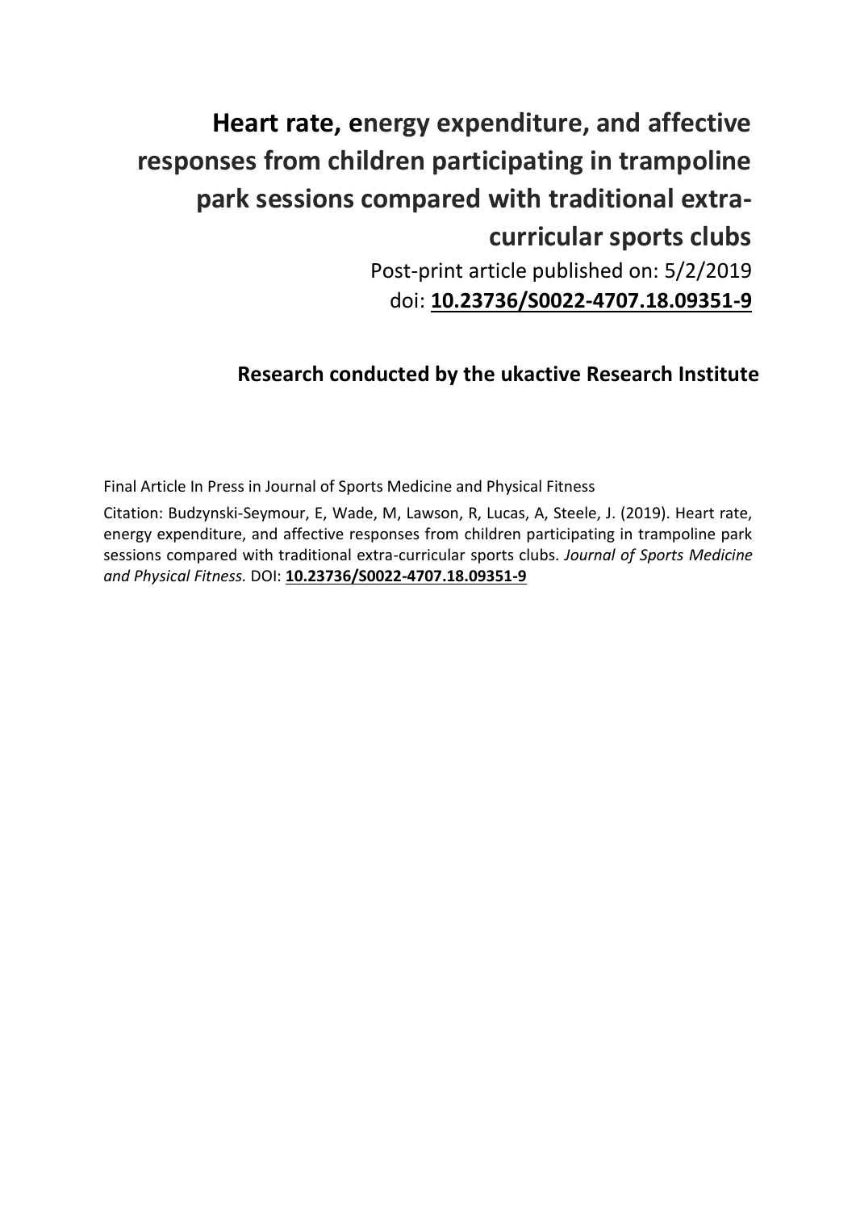# Heart rate, energy expenditure, and affective responses from children participating in trampoline park sessions compared with traditional extra-curricular sports clubs

Post-print article published on: 5/2/2019

doi: **10.23736/S0022-4707.18.09351-9**

## Research conducted by the ukactive Research Institute

Final Article In Press in Journal of Sports Medicine and Physical Fitness

Citation: Budzynski-Seymour, E, Wade, M, Lawson, R, Lucas, A, Steele, J. (2019). Heart rate, energy expenditure, and affective responses from children participating in trampoline park sessions compared with traditional extra-curricular sports clubs. *Journal of Sports Medicine and Physical Fitness.* DOI: **10.23736/S0022-4707.18.09351-9**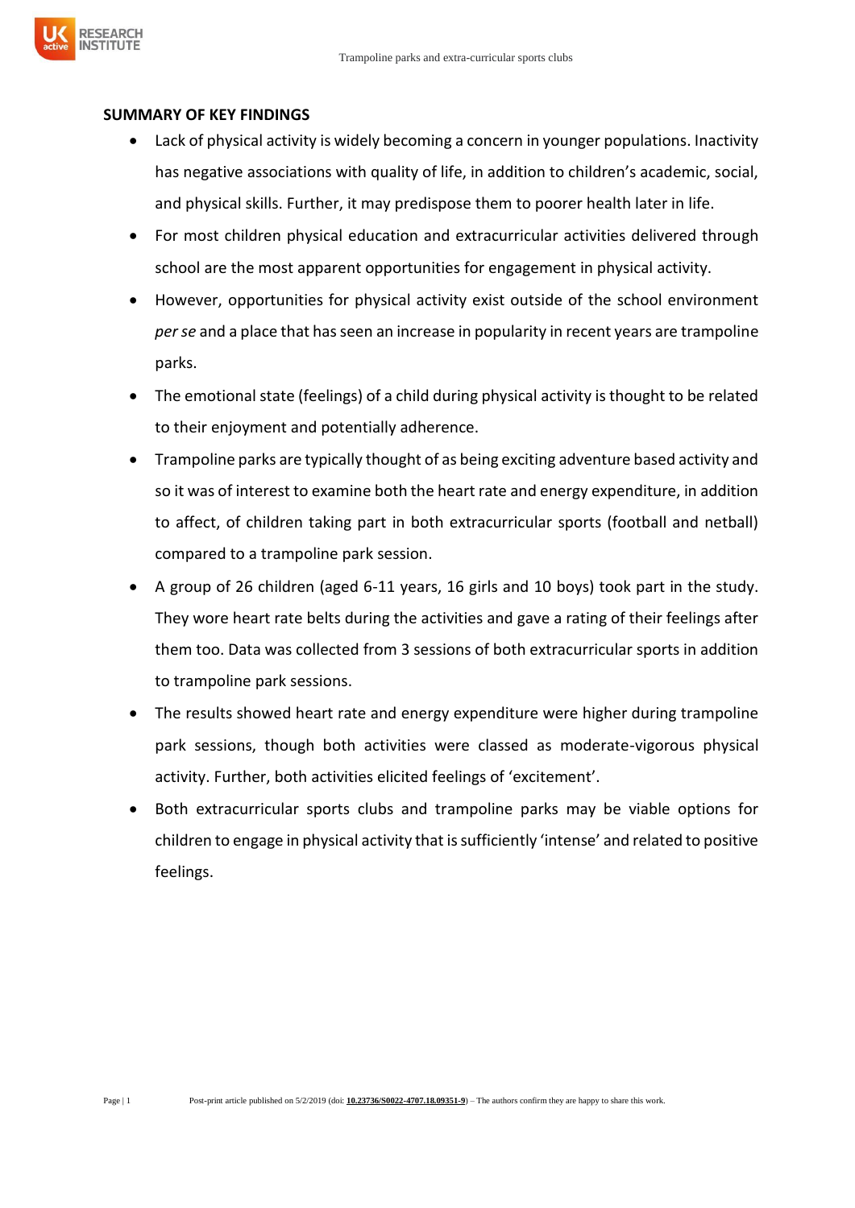**SUMMARY OF KEY FINDINGS**

- Lack of physical activity is widely becoming a concern in younger populations. Inactivity has negative associations with quality of life, in addition to children's academic, social, and physical skills. Further, it may predispose them to poorer health later in life.
- For most children physical education and extracurricular activities delivered through school are the most apparent opportunities for engagement in physical activity.
- However, opportunities for physical activity exist outside of the school environment *per se* and a place that has seen an increase in popularity in recent years are trampoline parks.
- The emotional state (feelings) of a child during physical activity is thought to be related to their enjoyment and potentially adherence.
- Trampoline parks are typically thought of as being exciting adventure based activity and so it was of interest to examine both the heart rate and energy expenditure, in addition to affect, of children taking part in both extracurricular sports (football and netball) compared to a trampoline park session.
- A group of 26 children (aged 6-11 years, 16 girls and 10 boys) took part in the study. They wore heart rate belts during the activities and gave a rating of their feelings after them too. Data was collected from 3 sessions of both extracurricular sports in addition to trampoline park sessions.
- The results showed heart rate and energy expenditure were higher during trampoline park sessions, though both activities were classed as moderate-vigorous physical activity. Further, both activities elicited feelings of 'excitement'.
- Both extracurricular sports clubs and trampoline parks may be viable options for children to engage in physical activity that is sufficiently 'intense' and related to positive feelings.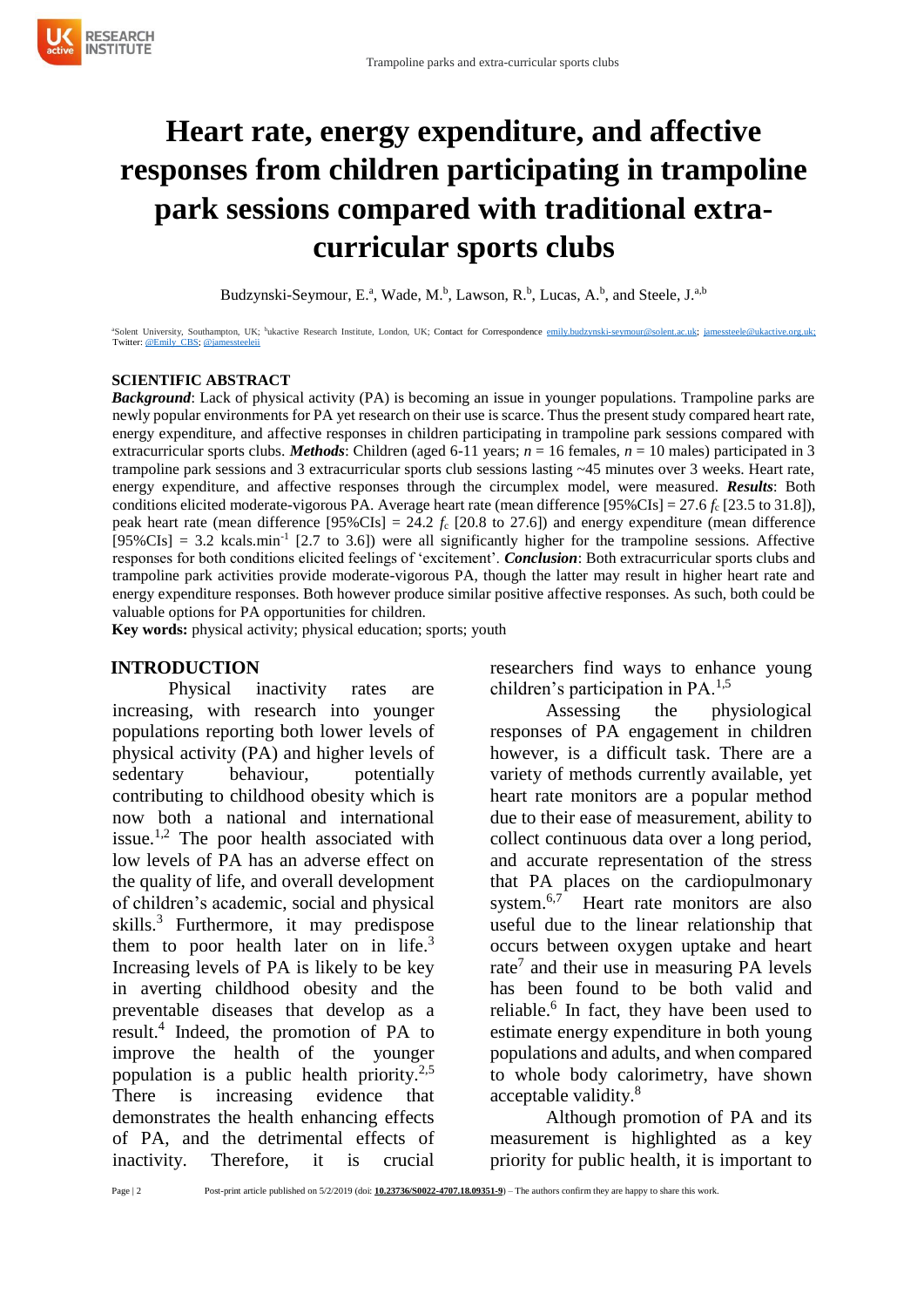# Heart rate, energy expenditure, and affective responses from children participating in trampoline park sessions compared with traditional extra-curricular sports clubs

Budzynski-Seymour, E.[a], Wade, M.[b], Lawson, R.[b], Lucas, A.[b], and Steele, J.[a,b]

[a]Solent University, Southampton, UK; [b]ukactive Research Institute, London, UK; Contact for Correspondence emily.budzynski-seymour@solent.ac.uk; jamessteele@ukactive.org.uk; Twitter: @Emily_CBS; @jamessteeleii

## SCIENTIFIC ABSTRACT

***Background***: Lack of physical activity (PA) is becoming an issue in younger populations. Trampoline parks are newly popular environments for PA yet research on their use is scarce. Thus the present study compared heart rate, energy expenditure, and affective responses in children participating in trampoline park sessions compared with extracurricular sports clubs. ***Methods***: Children (aged 6-11 years; $n$ = 16 females, $n$ = 10 males) participated in 3 trampoline park sessions and 3 extracurricular sports club sessions lasting ~45 minutes over 3 weeks. Heart rate, energy expenditure, and affective responses through the circumplex model, were measured. ***Results***: Both conditions elicited moderate-vigorous PA. Average heart rate (mean difference [95%CIs] = 27.6 $f_c$ [23.5 to 31.8]), peak heart rate (mean difference [95%CIs] = 24.2 $f_c$ [20.8 to 27.6]) and energy expenditure (mean difference [95%CIs] = 3.2 kcals.min$^{-1}$ [2.7 to 3.6]) were all significantly higher for the trampoline sessions. Affective responses for both conditions elicited feelings of 'excitement'. ***Conclusion***: Both extracurricular sports clubs and trampoline park activities provide moderate-vigorous PA, though the latter may result in higher heart rate and energy expenditure responses. Both however produce similar positive affective responses. As such, both could be valuable options for PA opportunities for children.

**Key words:** physical activity; physical education; sports; youth

## INTRODUCTION

Physical inactivity rates are increasing, with research into younger populations reporting both lower levels of physical activity (PA) and higher levels of sedentary behaviour, potentially contributing to childhood obesity which is now both a national and international issue.[1,2] The poor health associated with low levels of PA has an adverse effect on the quality of life, and overall development of children's academic, social and physical skills.[3] Furthermore, it may predispose them to poor health later on in life.[3] Increasing levels of PA is likely to be key in averting childhood obesity and the preventable diseases that develop as a result.[4] Indeed, the promotion of PA to improve the health of the younger population is a public health priority.[2,5] There is increasing evidence that demonstrates the health enhancing effects of PA, and the detrimental effects of inactivity. Therefore, it is crucial researchers find ways to enhance young children's participation in PA.[1,5]

Assessing the physiological responses of PA engagement in children however, is a difficult task. There are a variety of methods currently available, yet heart rate monitors are a popular method due to their ease of measurement, ability to collect continuous data over a long period, and accurate representation of the stress that PA places on the cardiopulmonary system.[6,7] Heart rate monitors are also useful due to the linear relationship that occurs between oxygen uptake and heart rate[7] and their use in measuring PA levels has been found to be both valid and reliable.[6] In fact, they have been used to estimate energy expenditure in both young populations and adults, and when compared to whole body calorimetry, have shown acceptable validity.[8]

Although promotion of PA and its measurement is highlighted as a key priority for public health, it is important to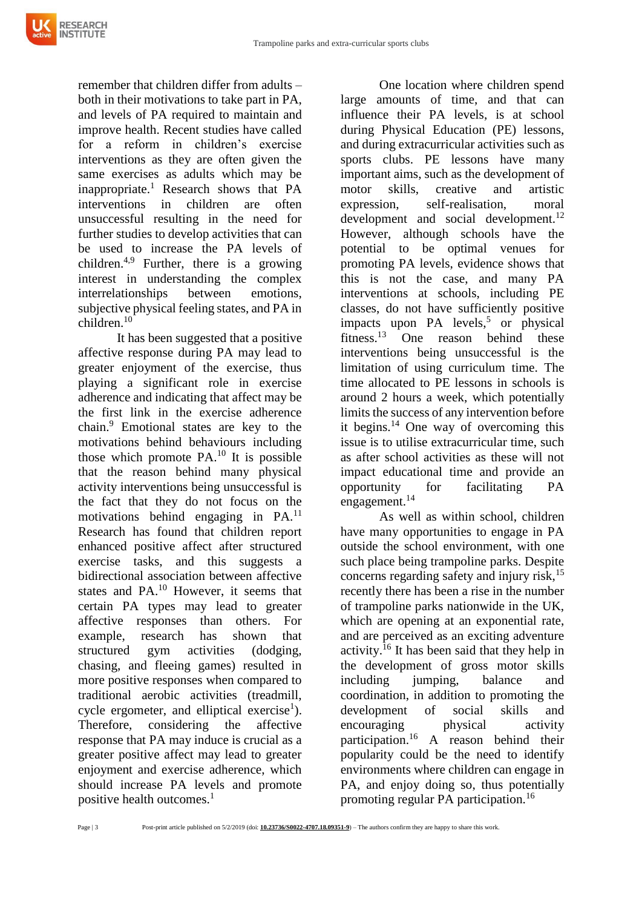remember that children differ from adults – both in their motivations to take part in PA, and levels of PA required to maintain and improve health. Recent studies have called for a reform in children's exercise interventions as they are often given the same exercises as adults which may be inappropriate.[1] Research shows that PA interventions in children are often unsuccessful resulting in the need for further studies to develop activities that can be used to increase the PA levels of children.[4,9] Further, there is a growing interest in understanding the complex interrelationships between emotions, subjective physical feeling states, and PA in children.[10]

It has been suggested that a positive affective response during PA may lead to greater enjoyment of the exercise, thus playing a significant role in exercise adherence and indicating that affect may be the first link in the exercise adherence chain.[9] Emotional states are key to the motivations behind behaviours including those which promote PA.[10] It is possible that the reason behind many physical activity interventions being unsuccessful is the fact that they do not focus on the motivations behind engaging in PA.[11] Research has found that children report enhanced positive affect after structured exercise tasks, and this suggests a bidirectional association between affective states and PA.[10] However, it seems that certain PA types may lead to greater affective responses than others. For example, research has shown that structured gym activities (dodging, chasing, and fleeing games) resulted in more positive responses when compared to traditional aerobic activities (treadmill, cycle ergometer, and elliptical exercise[1]). Therefore, considering the affective response that PA may induce is crucial as a greater positive affect may lead to greater enjoyment and exercise adherence, which should increase PA levels and promote positive health outcomes.[1]

One location where children spend large amounts of time, and that can influence their PA levels, is at school during Physical Education (PE) lessons, and during extracurricular activities such as sports clubs. PE lessons have many important aims, such as the development of motor skills, creative and artistic expression, self-realisation, moral development and social development.[12] However, although schools have the potential to be optimal venues for promoting PA levels, evidence shows that this is not the case, and many PA interventions at schools, including PE classes, do not have sufficiently positive impacts upon PA levels,[5] or physical fitness.[13] One reason behind these interventions being unsuccessful is the limitation of using curriculum time. The time allocated to PE lessons in schools is around 2 hours a week, which potentially limits the success of any intervention before it begins.[14] One way of overcoming this issue is to utilise extracurricular time, such as after school activities as these will not impact educational time and provide an opportunity for facilitating PA engagement.[14]

As well as within school, children have many opportunities to engage in PA outside the school environment, with one such place being trampoline parks. Despite concerns regarding safety and injury risk,[15] recently there has been a rise in the number of trampoline parks nationwide in the UK, which are opening at an exponential rate, and are perceived as an exciting adventure activity.[16] It has been said that they help in the development of gross motor skills including jumping, balance and coordination, in addition to promoting the development of social skills and encouraging physical activity participation.[16] A reason behind their popularity could be the need to identify environments where children can engage in PA, and enjoy doing so, thus potentially promoting regular PA participation.[16]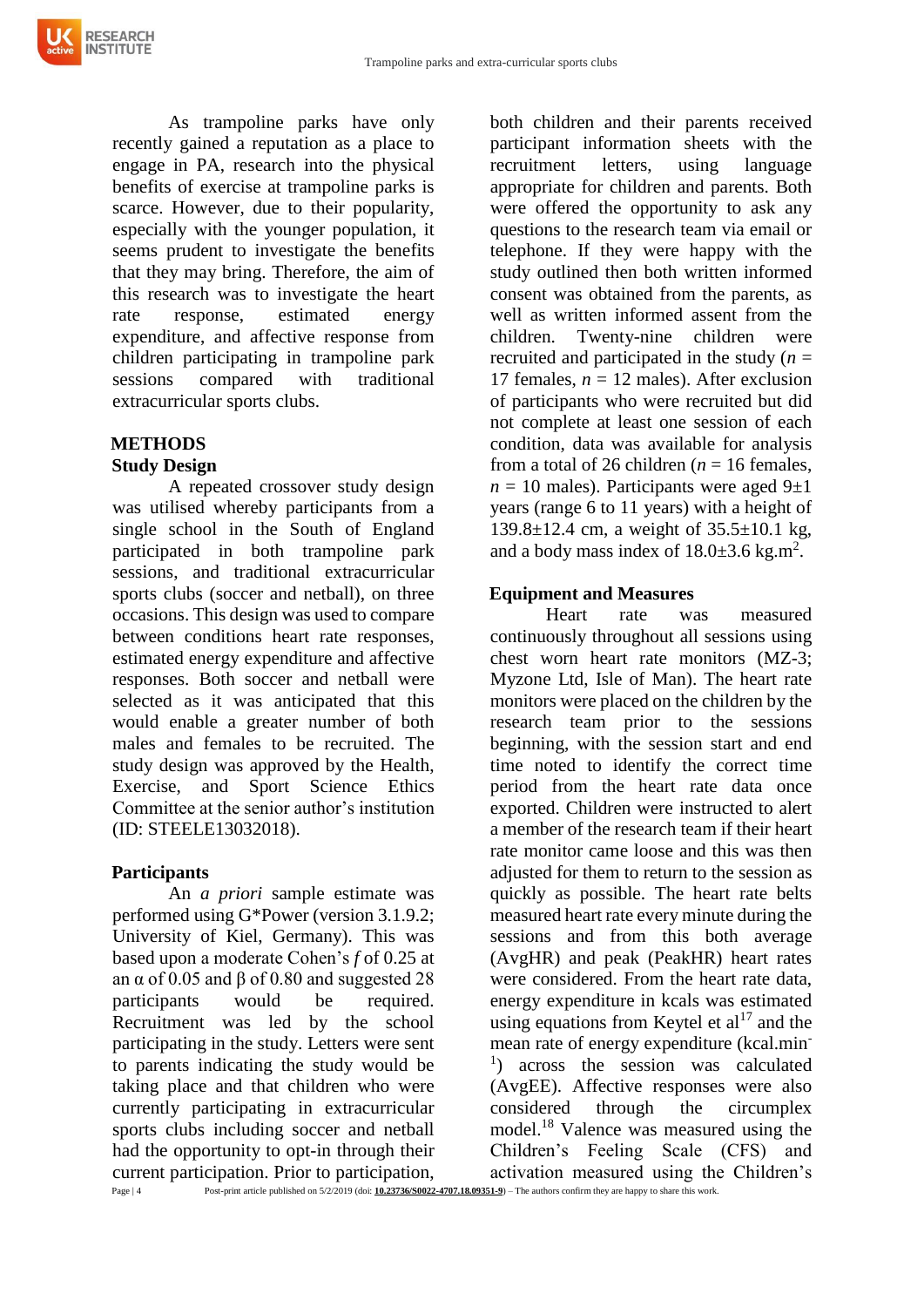As trampoline parks have only recently gained a reputation as a place to engage in PA, research into the physical benefits of exercise at trampoline parks is scarce. However, due to their popularity, especially with the younger population, it seems prudent to investigate the benefits that they may bring. Therefore, the aim of this research was to investigate the heart rate response, estimated energy expenditure, and affective response from children participating in trampoline park sessions compared with traditional extracurricular sports clubs.

## METHODS

### Study Design

A repeated crossover study design was utilised whereby participants from a single school in the South of England participated in both trampoline park sessions, and traditional extracurricular sports clubs (soccer and netball), on three occasions. This design was used to compare between conditions heart rate responses, estimated energy expenditure and affective responses. Both soccer and netball were selected as it was anticipated that this would enable a greater number of both males and females to be recruited. The study design was approved by the Health, Exercise, and Sport Science Ethics Committee at the senior author's institution (ID: STEELE13032018).

### Participants

An *a priori* sample estimate was performed using G\*Power (version 3.1.9.2; University of Kiel, Germany). This was based upon a moderate Cohen's *f* of 0.25 at an α of 0.05 and β of 0.80 and suggested 28 participants would be required. Recruitment was led by the school participating in the study. Letters were sent to parents indicating the study would be taking place and that children who were currently participating in extracurricular sports clubs including soccer and netball had the opportunity to opt-in through their current participation. Prior to participation, both children and their parents received participant information sheets with the recruitment letters, using language appropriate for children and parents. Both were offered the opportunity to ask any questions to the research team via email or telephone. If they were happy with the study outlined then both written informed consent was obtained from the parents, as well as written informed assent from the children. Twenty-nine children were recruited and participated in the study ($n$ = 17 females, $n$ = 12 males). After exclusion of participants who were recruited but did not complete at least one session of each condition, data was available for analysis from a total of 26 children ($n$ = 16 females, $n$ = 10 males). Participants were aged 9±1 years (range 6 to 11 years) with a height of 139.8±12.4 cm, a weight of 35.5±10.1 kg, and a body mass index of 18.0±3.6 kg.m$^2$.

### Equipment and Measures

Heart rate was measured continuously throughout all sessions using chest worn heart rate monitors (MZ-3; Myzone Ltd, Isle of Man). The heart rate monitors were placed on the children by the research team prior to the sessions beginning, with the session start and end time noted to identify the correct time period from the heart rate data once exported. Children were instructed to alert a member of the research team if their heart rate monitor came loose and this was then adjusted for them to return to the session as quickly as possible. The heart rate belts measured heart rate every minute during the sessions and from this both average (AvgHR) and peak (PeakHR) heart rates were considered. From the heart rate data, energy expenditure in kcals was estimated using equations from Keytel et al[17] and the mean rate of energy expenditure (kcal.min$^{-1}$) across the session was calculated (AvgEE). Affective responses were also considered through the circumplex model.[18] Valence was measured using the Children's Feeling Scale (CFS) and activation measured using the Children's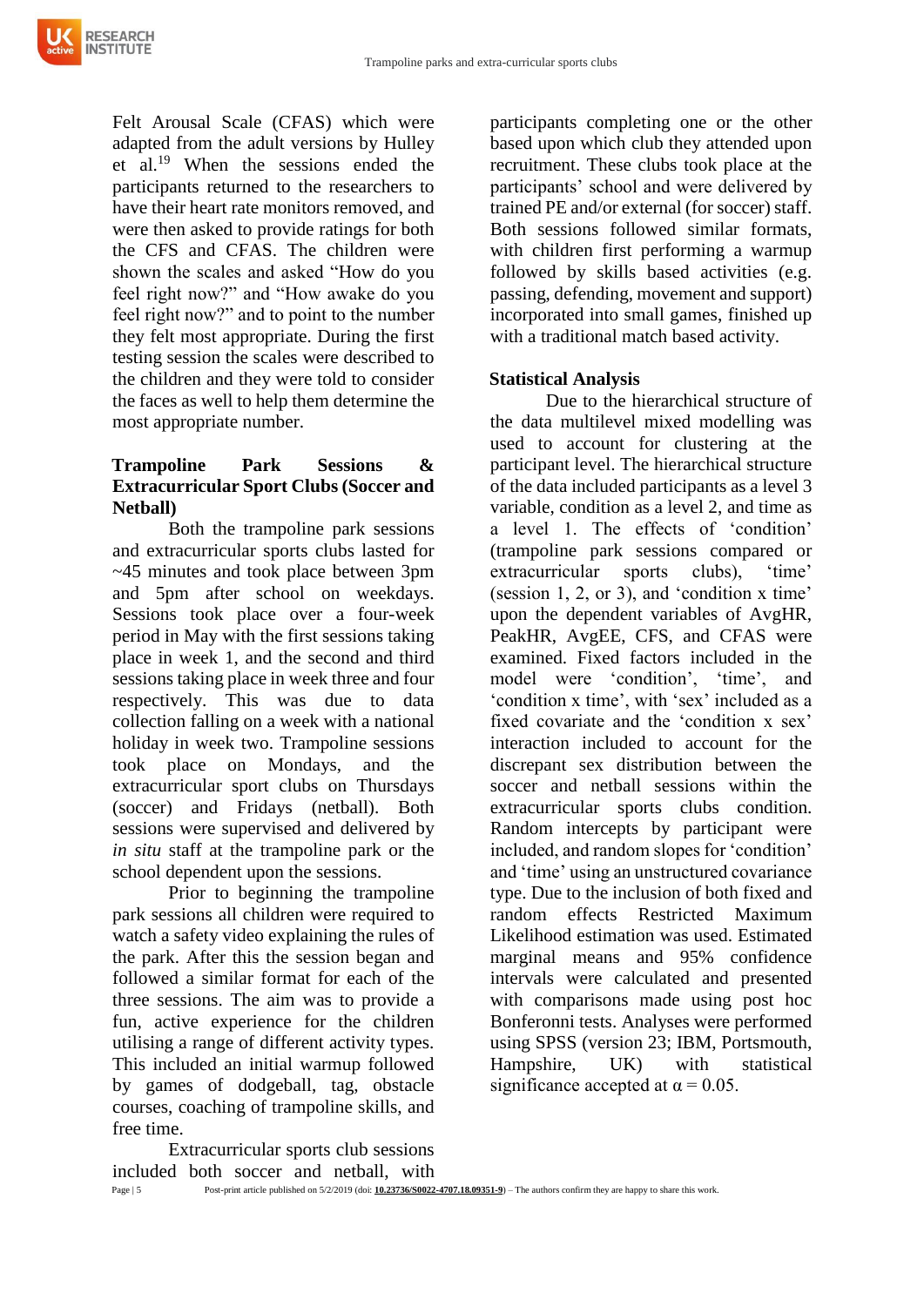Felt Arousal Scale (CFAS) which were adapted from the adult versions by Hulley et al.[19] When the sessions ended the participants returned to the researchers to have their heart rate monitors removed, and were then asked to provide ratings for both the CFS and CFAS. The children were shown the scales and asked "How do you feel right now?" and "How awake do you feel right now?" and to point to the number they felt most appropriate. During the first testing session the scales were described to the children and they were told to consider the faces as well to help them determine the most appropriate number.

**Trampoline Park Sessions & Extracurricular Sport Clubs (Soccer and Netball)**

Both the trampoline park sessions and extracurricular sports clubs lasted for ~45 minutes and took place between 3pm and 5pm after school on weekdays. Sessions took place over a four-week period in May with the first sessions taking place in week 1, and the second and third sessions taking place in week three and four respectively. This was due to data collection falling on a week with a national holiday in week two. Trampoline sessions took place on Mondays, and the extracurricular sport clubs on Thursdays (soccer) and Fridays (netball). Both sessions were supervised and delivered by *in situ* staff at the trampoline park or the school dependent upon the sessions.

Prior to beginning the trampoline park sessions all children were required to watch a safety video explaining the rules of the park. After this the session began and followed a similar format for each of the three sessions. The aim was to provide a fun, active experience for the children utilising a range of different activity types. This included an initial warmup followed by games of dodgeball, tag, obstacle courses, coaching of trampoline skills, and free time.

Extracurricular sports club sessions included both soccer and netball, with participants completing one or the other based upon which club they attended upon recruitment. These clubs took place at the participants' school and were delivered by trained PE and/or external (for soccer) staff. Both sessions followed similar formats, with children first performing a warmup followed by skills based activities (e.g. passing, defending, movement and support) incorporated into small games, finished up with a traditional match based activity.

**Statistical Analysis**

Due to the hierarchical structure of the data multilevel mixed modelling was used to account for clustering at the participant level. The hierarchical structure of the data included participants as a level 3 variable, condition as a level 2, and time as a level 1. The effects of 'condition' (trampoline park sessions compared or extracurricular sports clubs), 'time' (session 1, 2, or 3), and 'condition x time' upon the dependent variables of AvgHR, PeakHR, AvgEE, CFS, and CFAS were examined. Fixed factors included in the model were 'condition', 'time', and 'condition x time', with 'sex' included as a fixed covariate and the 'condition x sex' interaction included to account for the discrepant sex distribution between the soccer and netball sessions within the extracurricular sports clubs condition. Random intercepts by participant were included, and random slopes for 'condition' and 'time' using an unstructured covariance type. Due to the inclusion of both fixed and random effects Restricted Maximum Likelihood estimation was used. Estimated marginal means and 95% confidence intervals were calculated and presented with comparisons made using post hoc Bonferonni tests. Analyses were performed using SPSS (version 23; IBM, Portsmouth, Hampshire, UK) with statistical significance accepted at $\alpha = 0.05$.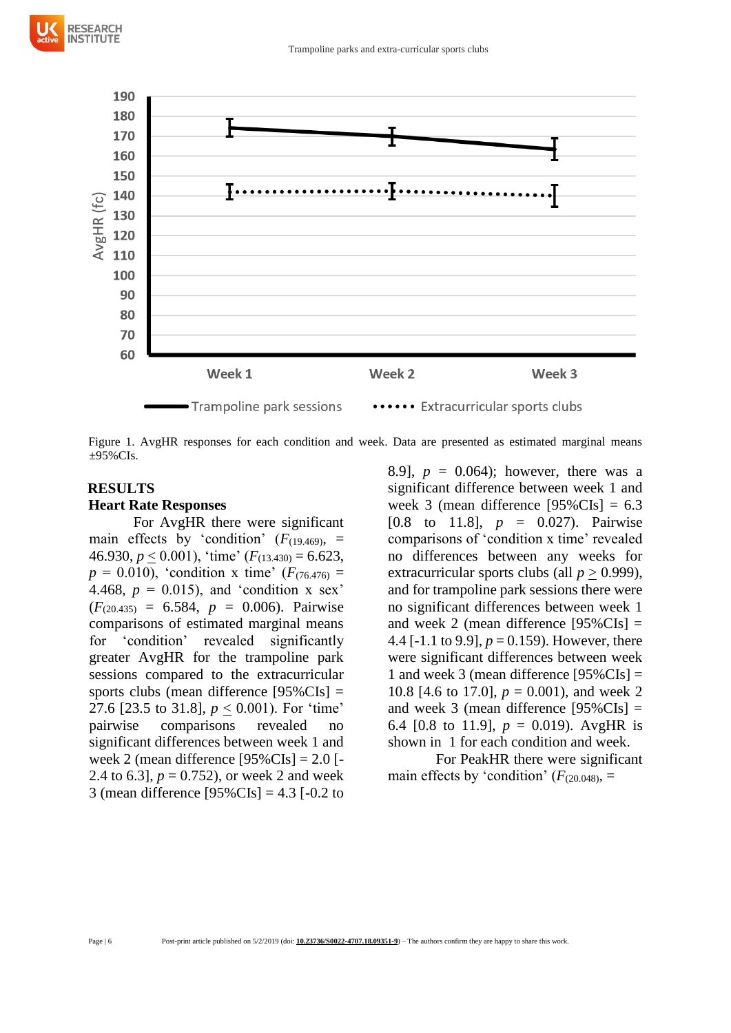Figure 1. AvgHR responses for each condition and week. Data are presented as estimated marginal means ±95%CIs.

## RESULTS

### Heart Rate Responses

For AvgHR there were significant main effects by 'condition' ($F_{(19.469)}$, = 46.930, $p \leq 0.001$), 'time' ($F_{(13.430)} = 6.623$, $p = 0.010$), 'condition x time' ($F_{(76.476)} = 4.468$, $p = 0.015$), and 'condition x sex' ($F_{(20.435)} = 6.584$, $p = 0.006$). Pairwise comparisons of estimated marginal means for 'condition' revealed significantly greater AvgHR for the trampoline park sessions compared to the extracurricular sports clubs (mean difference [95%CIs] = 27.6 [23.5 to 31.8], $p \leq 0.001$). For 'time' pairwise comparisons revealed no significant differences between week 1 and week 2 (mean difference [95%CIs] = 2.0 [-2.4 to 6.3], $p = 0.752$), or week 2 and week 3 (mean difference [95%CIs] = 4.3 [-0.2 to 8.9], $p = 0.064$); however, there was a significant difference between week 1 and week 3 (mean difference [95%CIs] = 6.3 [0.8 to 11.8], $p = 0.027$). Pairwise comparisons of 'condition x time' revealed no differences between any weeks for extracurricular sports clubs (all $p \geq 0.999$), and for trampoline park sessions there were no significant differences between week 1 and week 2 (mean difference [95%CIs] = 4.4 [-1.1 to 9.9], $p = 0.159$). However, there were significant differences between week 1 and week 3 (mean difference [95%CIs] = 10.8 [4.6 to 17.0], $p = 0.001$), and week 2 and week 3 (mean difference [95%CIs] = 6.4 [0.8 to 11.9], $p = 0.019$). AvgHR is shown in 1 for each condition and week.

For PeakHR there were significant main effects by 'condition' ($F_{(20.048)}$, =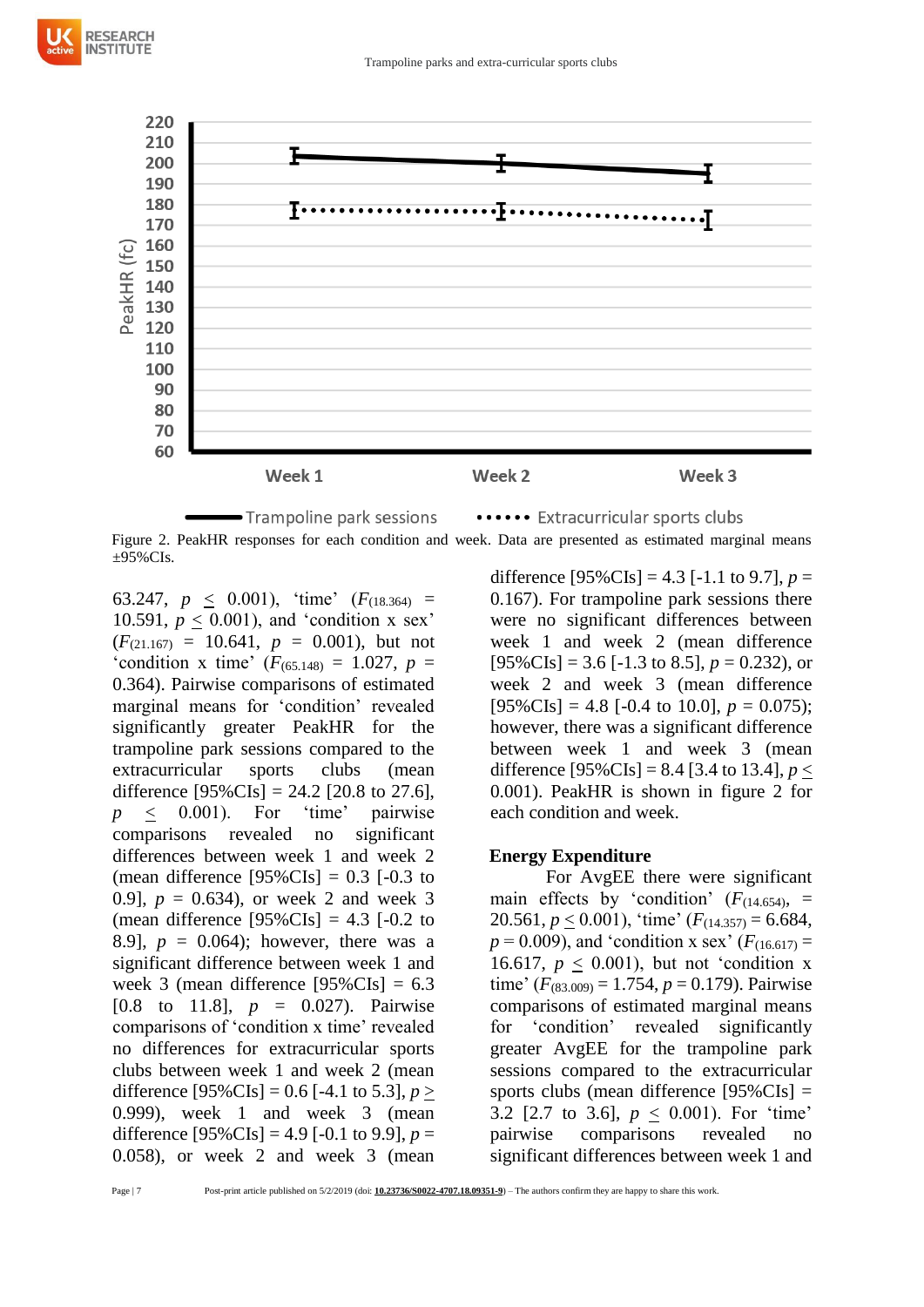Figure 2. PeakHR responses for each condition and week. Data are presented as estimated marginal means ±95%CIs.

63.247, $p \leq 0.001$), 'time' ($F_{(18.364)}$ = 10.591, $p \leq 0.001$), and 'condition x sex' ($F_{(21.167)}$ = 10.641, $p$ = 0.001), but not 'condition x time' ($F_{(65.148)}$ = 1.027, $p$ = 0.364). Pairwise comparisons of estimated marginal means for 'condition' revealed significantly greater PeakHR for the trampoline park sessions compared to the extracurricular sports clubs (mean difference [95%CIs] = 24.2 [20.8 to 27.6], $p \leq 0.001$). For 'time' pairwise comparisons revealed no significant differences between week 1 and week 2 (mean difference [95%CIs] = 0.3 [-0.3 to 0.9], $p$ = 0.634), or week 2 and week 3 (mean difference [95%CIs] = 4.3 [-0.2 to 8.9], $p$ = 0.064); however, there was a significant difference between week 1 and week 3 (mean difference [95%CIs] = 6.3 [0.8 to 11.8], $p$ = 0.027). Pairwise comparisons of 'condition x time' revealed no differences for extracurricular sports clubs between week 1 and week 2 (mean difference [95%CIs] = 0.6 [-4.1 to 5.3], $p \geq 0.999$), week 1 and week 3 (mean difference [95%CIs] = 4.9 [-0.1 to 9.9], $p$ = 0.058), or week 2 and week 3 (mean difference [95%CIs] = 4.3 [-1.1 to 9.7], $p$ = 0.167). For trampoline park sessions there were no significant differences between week 1 and week 2 (mean difference [95%CIs] = 3.6 [-1.3 to 8.5], $p$ = 0.232), or week 2 and week 3 (mean difference [95%CIs] = 4.8 [-0.4 to 10.0], $p$ = 0.075); however, there was a significant difference between week 1 and week 3 (mean difference [95%CIs] = 8.4 [3.4 to 13.4], $p \leq 0.001$). PeakHR is shown in figure 2 for each condition and week.

### Energy Expenditure

For AvgEE there were significant main effects by 'condition' ($F_{(14.654)}$, = 20.561, $p \leq 0.001$), 'time' ($F_{(14.357)}$ = 6.684, $p$ = 0.009), and 'condition x sex' ($F_{(16.617)}$ = 16.617, $p \leq 0.001$), but not 'condition x time' ($F_{(83.009)}$ = 1.754, $p$ = 0.179). Pairwise comparisons of estimated marginal means for 'condition' revealed significantly greater AvgEE for the trampoline park sessions compared to the extracurricular sports clubs (mean difference [95%CIs] = 3.2 [2.7 to 3.6], $p \leq 0.001$). For 'time' pairwise comparisons revealed no significant differences between week 1 and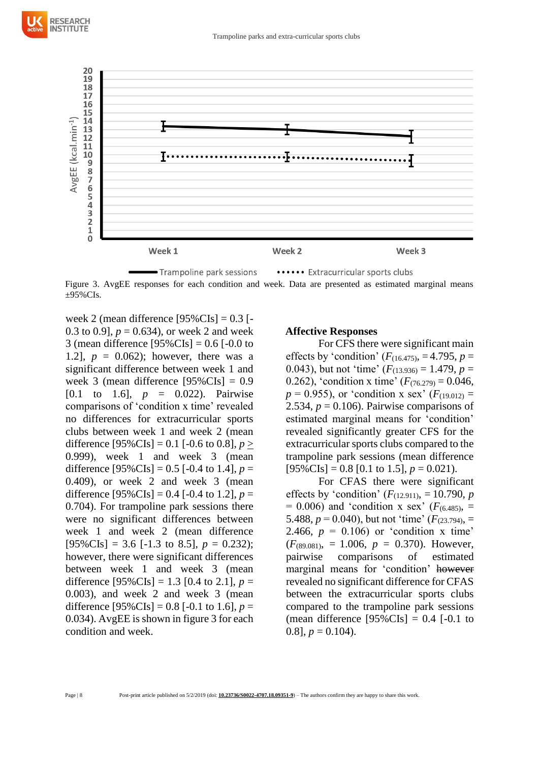Figure 3. AvgEE responses for each condition and week. Data are presented as estimated marginal means ±95%CIs.

week 2 (mean difference [95%CIs] = 0.3 [-0.3 to 0.9], $p = 0.634$), or week 2 and week 3 (mean difference [95%CIs] = 0.6 [-0.0 to 1.2], $p = 0.062$); however, there was a significant difference between week 1 and week 3 (mean difference [95%CIs] = 0.9 [0.1 to 1.6], $p = 0.022$). Pairwise comparisons of 'condition x time' revealed no differences for extracurricular sports clubs between week 1 and week 2 (mean difference [95%CIs] = 0.1 [-0.6 to 0.8], $p \geq 0.999$), week 1 and week 3 (mean difference [95%CIs] = 0.5 [-0.4 to 1.4], $p = 0.409$), or week 2 and week 3 (mean difference [95%CIs] = 0.4 [-0.4 to 1.2], $p = 0.704$). For trampoline park sessions there were no significant differences between week 1 and week 2 (mean difference [95%CIs] = 3.6 [-1.3 to 8.5], $p = 0.232$); however, there were significant differences between week 1 and week 3 (mean difference [95%CIs] = 1.3 [0.4 to 2.1], $p = 0.003$), and week 2 and week 3 (mean difference [95%CIs] = 0.8 [-0.1 to 1.6], $p = 0.034$). AvgEE is shown in figure 3 for each condition and week.

### Affective Responses

For CFS there were significant main effects by 'condition' ($F_{(16.475)}$, = 4.795, $p = 0.043$), but not 'time' ($F_{(13.936)} = 1.479$, $p = 0.262$), 'condition x time' ($F_{(76.279)} = 0.046$, $p = 0.955$), or 'condition x sex' ($F_{(19.012)} = 2.534$, $p = 0.106$). Pairwise comparisons of estimated marginal means for 'condition' revealed significantly greater CFS for the extracurricular sports clubs compared to the trampoline park sessions (mean difference [95%CIs] = 0.8 [0.1 to 1.5], $p = 0.021$).

For CFAS there were significant effects by 'condition' ($F_{(12.911)}$, = 10.790, $p = 0.006$) and 'condition x sex' ($F_{(6.485)}$, = 5.488, $p = 0.040$), but not 'time' ($F_{(23.794)}$, = 2.466, $p = 0.106$) or 'condition x time' ($F_{(89.081)}$, = 1.006, $p = 0.370$). However, pairwise comparisons of estimated marginal means for 'condition' ~~however~~ revealed no significant difference for CFAS between the extracurricular sports clubs compared to the trampoline park sessions (mean difference [95%CIs] = 0.4 [-0.1 to 0.8], $p = 0.104$).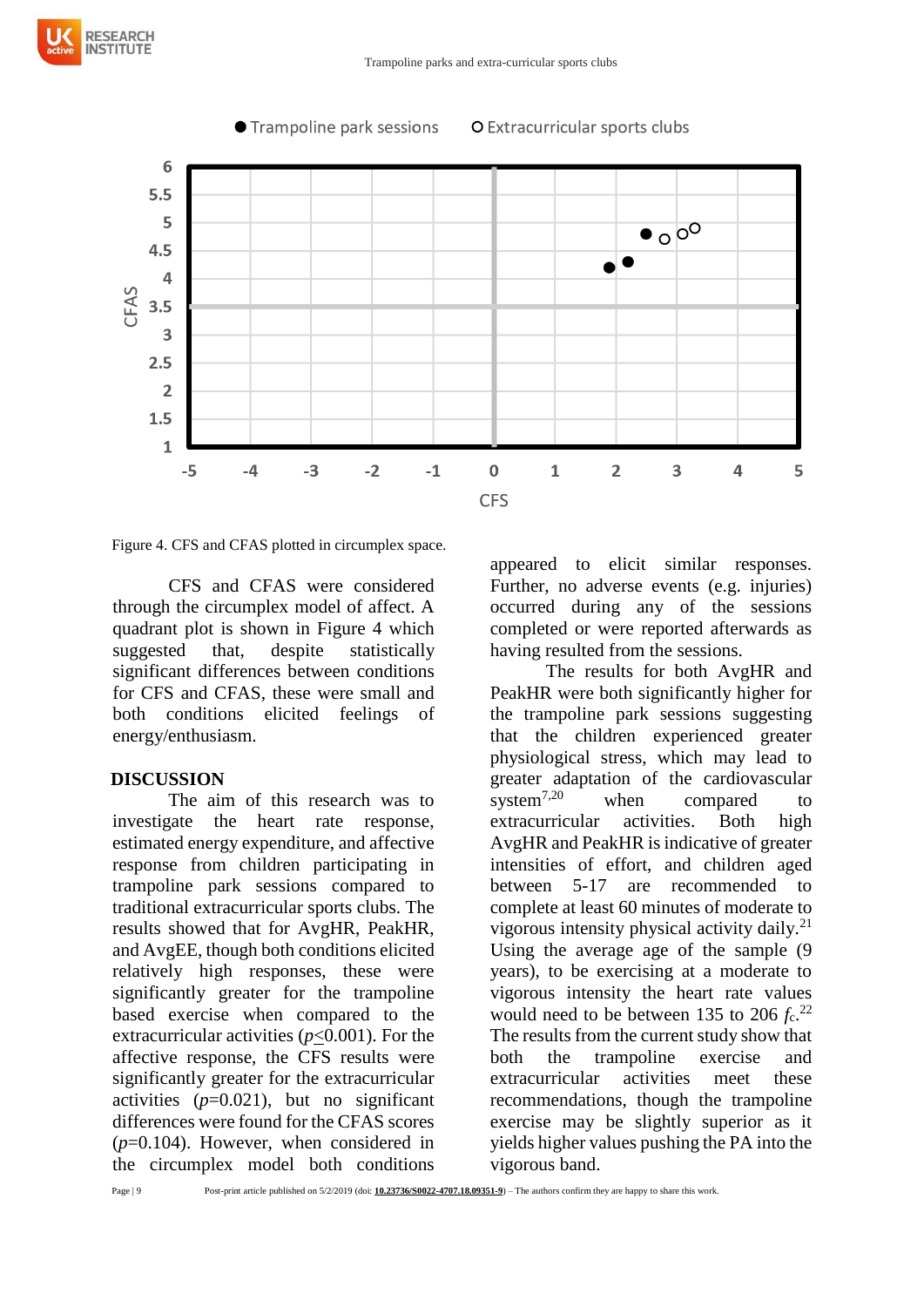Figure 4. CFS and CFAS plotted in circumplex space.

CFS and CFAS were considered through the circumplex model of affect. A quadrant plot is shown in Figure 4 which suggested that, despite statistically significant differences between conditions for CFS and CFAS, these were small and both conditions elicited feelings of energy/enthusiasm.

## DISCUSSION

The aim of this research was to investigate the heart rate response, estimated energy expenditure, and affective response from children participating in trampoline park sessions compared to traditional extracurricular sports clubs. The results showed that for AvgHR, PeakHR, and AvgEE, though both conditions elicited relatively high responses, these were significantly greater for the trampoline based exercise when compared to the extracurricular activities ($p \leq 0.001$). For the affective response, the CFS results were significantly greater for the extracurricular activities ($p=0.021$), but no significant differences were found for the CFAS scores ($p=0.104$). However, when considered in the circumplex model both conditions appeared to elicit similar responses. Further, no adverse events (e.g. injuries) occurred during any of the sessions completed or were reported afterwards as having resulted from the sessions.

The results for both AvgHR and PeakHR were both significantly higher for the trampoline park sessions suggesting that the children experienced greater physiological stress, which may lead to greater adaptation of the cardiovascular system[7,20] when compared to extracurricular activities. Both high AvgHR and PeakHR is indicative of greater intensities of effort, and children aged between 5-17 are recommended to complete at least 60 minutes of moderate to vigorous intensity physical activity daily.[21] Using the average age of the sample (9 years), to be exercising at a moderate to vigorous intensity the heart rate values would need to be between 135 to 206 $f_c$.[22] The results from the current study show that both the trampoline exercise and extracurricular activities meet these recommendations, though the trampoline exercise may be slightly superior as it yields higher values pushing the PA into the vigorous band.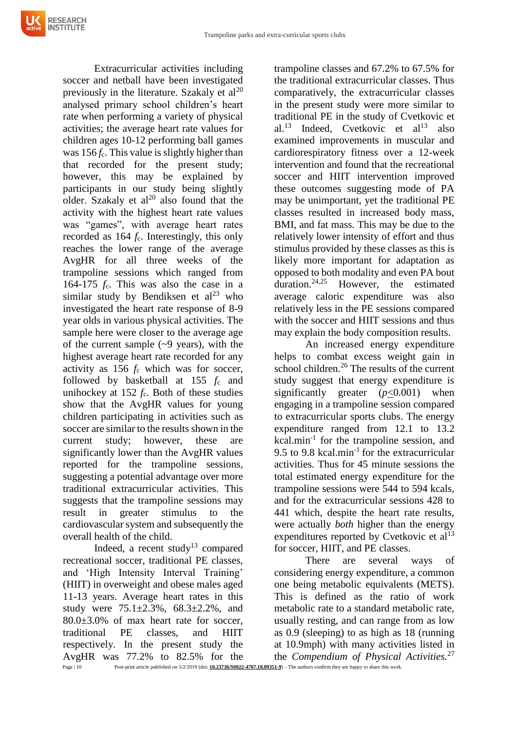Extracurricular activities including soccer and netball have been investigated previously in the literature. Szakaly et al[20] analysed primary school children's heart rate when performing a variety of physical activities; the average heart rate values for children ages 10-12 performing ball games was 156 $f_c$. This value is slightly higher than that recorded for the present study; however, this may be explained by participants in our study being slightly older. Szakaly et al[20] also found that the activity with the highest heart rate values was "games", with average heart rates recorded as 164 $f_c$. Interestingly, this only reaches the lower range of the average AvgHR for all three weeks of the trampoline sessions which ranged from 164-175 $f_c$. This was also the case in a similar study by Bendiksen et al[23] who investigated the heart rate response of 8-9 year olds in various physical activities. The sample here were closer to the average age of the current sample (~9 years), with the highest average heart rate recorded for any activity as 156 $f_c$ which was for soccer, followed by basketball at 155 $f_c$ and unihockey at 152 $f_c$. Both of these studies show that the AvgHR values for young children participating in activities such as soccer are similar to the results shown in the current study; however, these are significantly lower than the AvgHR values reported for the trampoline sessions, suggesting a potential advantage over more traditional extracurricular activities. This suggests that the trampoline sessions may result in greater stimulus to the cardiovascular system and subsequently the overall health of the child.

Indeed, a recent study[13] compared recreational soccer, traditional PE classes, and 'High Intensity Interval Training' (HIIT) in overweight and obese males aged 11-13 years. Average heart rates in this study were 75.1±2.3%, 68.3±2.2%, and 80.0±3.0% of max heart rate for soccer, traditional PE classes, and HIIT respectively. In the present study the AvgHR was 77.2% to 82.5% for the trampoline classes and 67.2% to 67.5% for the traditional extracurricular classes. Thus comparatively, the extracurricular classes in the present study were more similar to traditional PE in the study of Cvetkovic et al.[13] Indeed, Cvetkovic et al[13] also examined improvements in muscular and cardiorespiratory fitness over a 12-week intervention and found that the recreational soccer and HIIT intervention improved these outcomes suggesting mode of PA may be unimportant, yet the traditional PE classes resulted in increased body mass, BMI, and fat mass. This may be due to the relatively lower intensity of effort and thus stimulus provided by these classes as this is likely more important for adaptation as opposed to both modality and even PA bout duration.[24,25] However, the estimated average caloric expenditure was also relatively less in the PE sessions compared with the soccer and HIIT sessions and thus may explain the body composition results.

An increased energy expenditure helps to combat excess weight gain in school children.[26] The results of the current study suggest that energy expenditure is significantly greater ($p \leq 0.001$) when engaging in a trampoline session compared to extracurricular sports clubs. The energy expenditure ranged from 12.1 to 13.2 kcal.min$^{-1}$ for the trampoline session, and 9.5 to 9.8 kcal.min$^{-1}$ for the extracurricular activities. Thus for 45 minute sessions the total estimated energy expenditure for the trampoline sessions were 544 to 594 kcals, and for the extracurricular sessions 428 to 441 which, despite the heart rate results, were actually *both* higher than the energy expenditures reported by Cvetkovic et al[13] for soccer, HIIT, and PE classes.

There are several ways of considering energy expenditure, a common one being metabolic equivalents (METS). This is defined as the ratio of work metabolic rate to a standard metabolic rate, usually resting, and can range from as low as 0.9 (sleeping) to as high as 18 (running at 10.9mph) with many activities listed in the *Compendium of Physical Activities.*[27]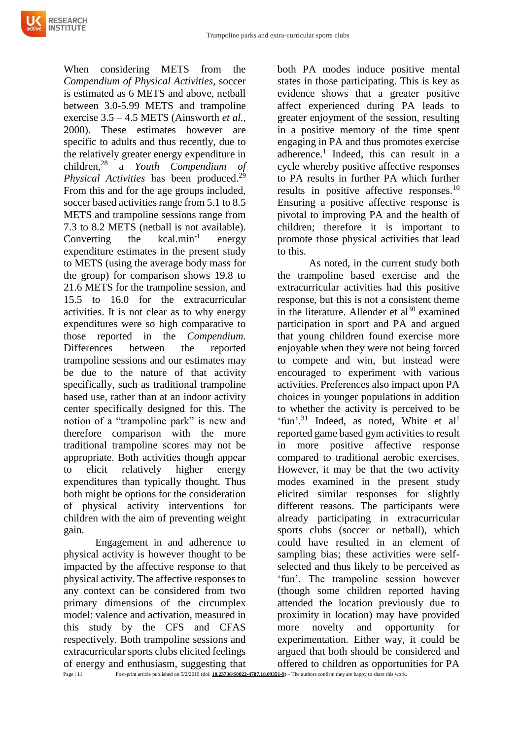When considering METS from the *Compendium of Physical Activities*, soccer is estimated as 6 METS and above, netball between 3.0-5.99 METS and trampoline exercise 3.5 – 4.5 METS (Ainsworth *et al.*, 2000). These estimates however are specific to adults and thus recently, due to the relatively greater energy expenditure in children,[28] a *Youth Compendium of Physical Activities* has been produced.[29] From this and for the age groups included, soccer based activities range from 5.1 to 8.5 METS and trampoline sessions range from 7.3 to 8.2 METS (netball is not available). Converting the $kcal.min^{-1}$ energy expenditure estimates in the present study to METS (using the average body mass for the group) for comparison shows 19.8 to 21.6 METS for the trampoline session, and 15.5 to 16.0 for the extracurricular activities. It is not clear as to why energy expenditures were so high comparative to those reported in the *Compendium.* Differences between the reported trampoline sessions and our estimates may be due to the nature of that activity specifically, such as traditional trampoline based use, rather than at an indoor activity center specifically designed for this. The notion of a "trampoline park" is new and therefore comparison with the more traditional trampoline scores may not be appropriate. Both activities though appear to elicit relatively higher energy expenditures than typically thought. Thus both might be options for the consideration of physical activity interventions for children with the aim of preventing weight gain.

Engagement in and adherence to physical activity is however thought to be impacted by the affective response to that physical activity. The affective responses to any context can be considered from two primary dimensions of the circumplex model: valence and activation, measured in this study by the CFS and CFAS respectively. Both trampoline sessions and extracurricular sports clubs elicited feelings of energy and enthusiasm, suggesting that both PA modes induce positive mental states in those participating. This is key as evidence shows that a greater positive affect experienced during PA leads to greater enjoyment of the session, resulting in a positive memory of the time spent engaging in PA and thus promotes exercise adherence.[1] Indeed, this can result in a cycle whereby positive affective responses to PA results in further PA which further results in positive affective responses.[10] Ensuring a positive affective response is pivotal to improving PA and the health of children; therefore it is important to promote those physical activities that lead to this.

As noted, in the current study both the trampoline based exercise and the extracurricular activities had this positive response, but this is not a consistent theme in the literature. Allender et al[30] examined participation in sport and PA and argued that young children found exercise more enjoyable when they were not being forced to compete and win, but instead were encouraged to experiment with various activities. Preferences also impact upon PA choices in younger populations in addition to whether the activity is perceived to be 'fun'.[31] Indeed, as noted, White et al[1] reported game based gym activities to result in more positive affective response compared to traditional aerobic exercises. However, it may be that the two activity modes examined in the present study elicited similar responses for slightly different reasons. The participants were already participating in extracurricular sports clubs (soccer or netball), which could have resulted in an element of sampling bias; these activities were self-selected and thus likely to be perceived as 'fun'. The trampoline session however (though some children reported having attended the location previously due to proximity in location) may have provided more novelty and opportunity for experimentation. Either way, it could be argued that both should be considered and offered to children as opportunities for PA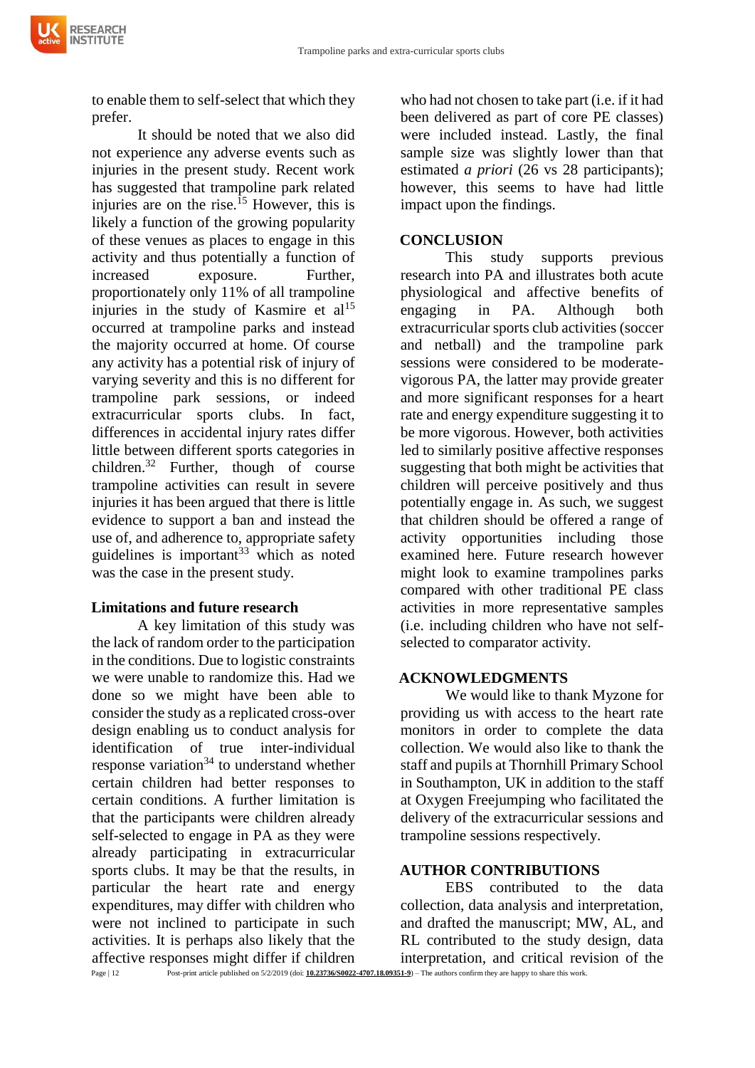to enable them to self-select that which they prefer.

It should be noted that we also did not experience any adverse events such as injuries in the present study. Recent work has suggested that trampoline park related injuries are on the rise.[15] However, this is likely a function of the growing popularity of these venues as places to engage in this activity and thus potentially a function of increased exposure. Further, proportionately only 11% of all trampoline injuries in the study of Kasmire et al[15] occurred at trampoline parks and instead the majority occurred at home. Of course any activity has a potential risk of injury of varying severity and this is no different for trampoline park sessions, or indeed extracurricular sports clubs. In fact, differences in accidental injury rates differ little between different sports categories in children.[32] Further, though of course trampoline activities can result in severe injuries it has been argued that there is little evidence to support a ban and instead the use of, and adherence to, appropriate safety guidelines is important[33] which as noted was the case in the present study.

### Limitations and future research

A key limitation of this study was the lack of random order to the participation in the conditions. Due to logistic constraints we were unable to randomize this. Had we done so we might have been able to consider the study as a replicated cross-over design enabling us to conduct analysis for identification of true inter-individual response variation[34] to understand whether certain children had better responses to certain conditions. A further limitation is that the participants were children already self-selected to engage in PA as they were already participating in extracurricular sports clubs. It may be that the results, in particular the heart rate and energy expenditures, may differ with children who were not inclined to participate in such activities. It is perhaps also likely that the affective responses might differ if children who had not chosen to take part (i.e. if it had been delivered as part of core PE classes) were included instead. Lastly, the final sample size was slightly lower than that estimated *a priori* (26 vs 28 participants); however, this seems to have had little impact upon the findings.

## CONCLUSION

This study supports previous research into PA and illustrates both acute physiological and affective benefits of engaging in PA. Although both extracurricular sports club activities (soccer and netball) and the trampoline park sessions were considered to be moderate-vigorous PA, the latter may provide greater and more significant responses for a heart rate and energy expenditure suggesting it to be more vigorous. However, both activities led to similarly positive affective responses suggesting that both might be activities that children will perceive positively and thus potentially engage in. As such, we suggest that children should be offered a range of activity opportunities including those examined here. Future research however might look to examine trampolines parks compared with other traditional PE class activities in more representative samples (i.e. including children who have not self-selected to comparator activity.

## ACKNOWLEDGMENTS

We would like to thank Myzone for providing us with access to the heart rate monitors in order to complete the data collection. We would also like to thank the staff and pupils at Thornhill Primary School in Southampton, UK in addition to the staff at Oxygen Freejumping who facilitated the delivery of the extracurricular sessions and trampoline sessions respectively.

## AUTHOR CONTRIBUTIONS

EBS contributed to the data collection, data analysis and interpretation, and drafted the manuscript; MW, AL, and RL contributed to the study design, data interpretation, and critical revision of the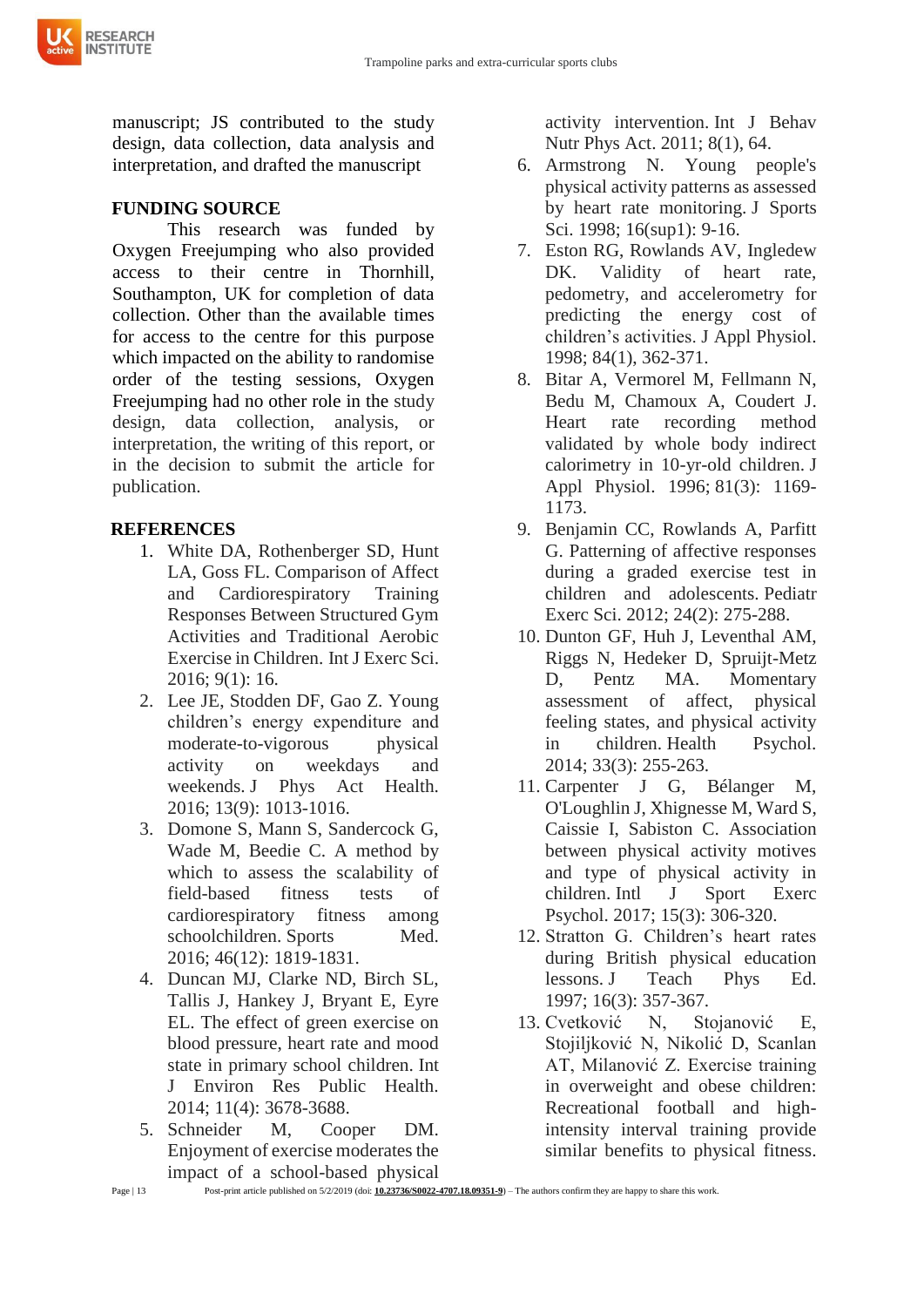manuscript; JS contributed to the study design, data collection, data analysis and interpretation, and drafted the manuscript

## FUNDING SOURCE

This research was funded by Oxygen Freejumping who also provided access to their centre in Thornhill, Southampton, UK for completion of data collection. Other than the available times for access to the centre for this purpose which impacted on the ability to randomise order of the testing sessions, Oxygen Freejumping had no other role in the study design, data collection, analysis, or interpretation, the writing of this report, or in the decision to submit the article for publication.

## REFERENCES

1. White DA, Rothenberger SD, Hunt LA, Goss FL. Comparison of Affect and Cardiorespiratory Training Responses Between Structured Gym Activities and Traditional Aerobic Exercise in Children. Int J Exerc Sci. 2016; 9(1): 16.
2. Lee JE, Stodden DF, Gao Z. Young children's energy expenditure and moderate-to-vigorous physical activity on weekdays and weekends. J Phys Act Health. 2016; 13(9): 1013-1016.
3. Domone S, Mann S, Sandercock G, Wade M, Beedie C. A method by which to assess the scalability of field-based fitness tests of cardiorespiratory fitness among schoolchildren. Sports Med. 2016; 46(12): 1819-1831.
4. Duncan MJ, Clarke ND, Birch SL, Tallis J, Hankey J, Bryant E, Eyre EL. The effect of green exercise on blood pressure, heart rate and mood state in primary school children. Int J Environ Res Public Health. 2014; 11(4): 3678-3688.
5. Schneider M, Cooper DM. Enjoyment of exercise moderates the impact of a school-based physical activity intervention. Int J Behav Nutr Phys Act. 2011; 8(1), 64.
6. Armstrong N. Young people's physical activity patterns as assessed by heart rate monitoring. J Sports Sci. 1998; 16(sup1): 9-16.
7. Eston RG, Rowlands AV, Ingledew DK. Validity of heart rate, pedometry, and accelerometry for predicting the energy cost of children's activities. J Appl Physiol. 1998; 84(1), 362-371.
8. Bitar A, Vermorel M, Fellmann N, Bedu M, Chamoux A, Coudert J. Heart rate recording method validated by whole body indirect calorimetry in 10-yr-old children. J Appl Physiol. 1996; 81(3): 1169-1173.
9. Benjamin CC, Rowlands A, Parfitt G. Patterning of affective responses during a graded exercise test in children and adolescents. Pediatr Exerc Sci. 2012; 24(2): 275-288.
10. Dunton GF, Huh J, Leventhal AM, Riggs N, Hedeker D, Spruijt-Metz D, Pentz MA. Momentary assessment of affect, physical feeling states, and physical activity in children. Health Psychol. 2014; 33(3): 255-263.
11. Carpenter J G, Bélanger M, O'Loughlin J, Xhignesse M, Ward S, Caissie I, Sabiston C. Association between physical activity motives and type of physical activity in children. Intl J Sport Exerc Psychol. 2017; 15(3): 306-320.
12. Stratton G. Children's heart rates during British physical education lessons. J Teach Phys Ed. 1997; 16(3): 357-367.
13. Cvetković N, Stojanović E, Stojiljković N, Nikolić D, Scanlan AT, Milanović Z. Exercise training in overweight and obese children: Recreational football and high-intensity interval training provide similar benefits to physical fitness.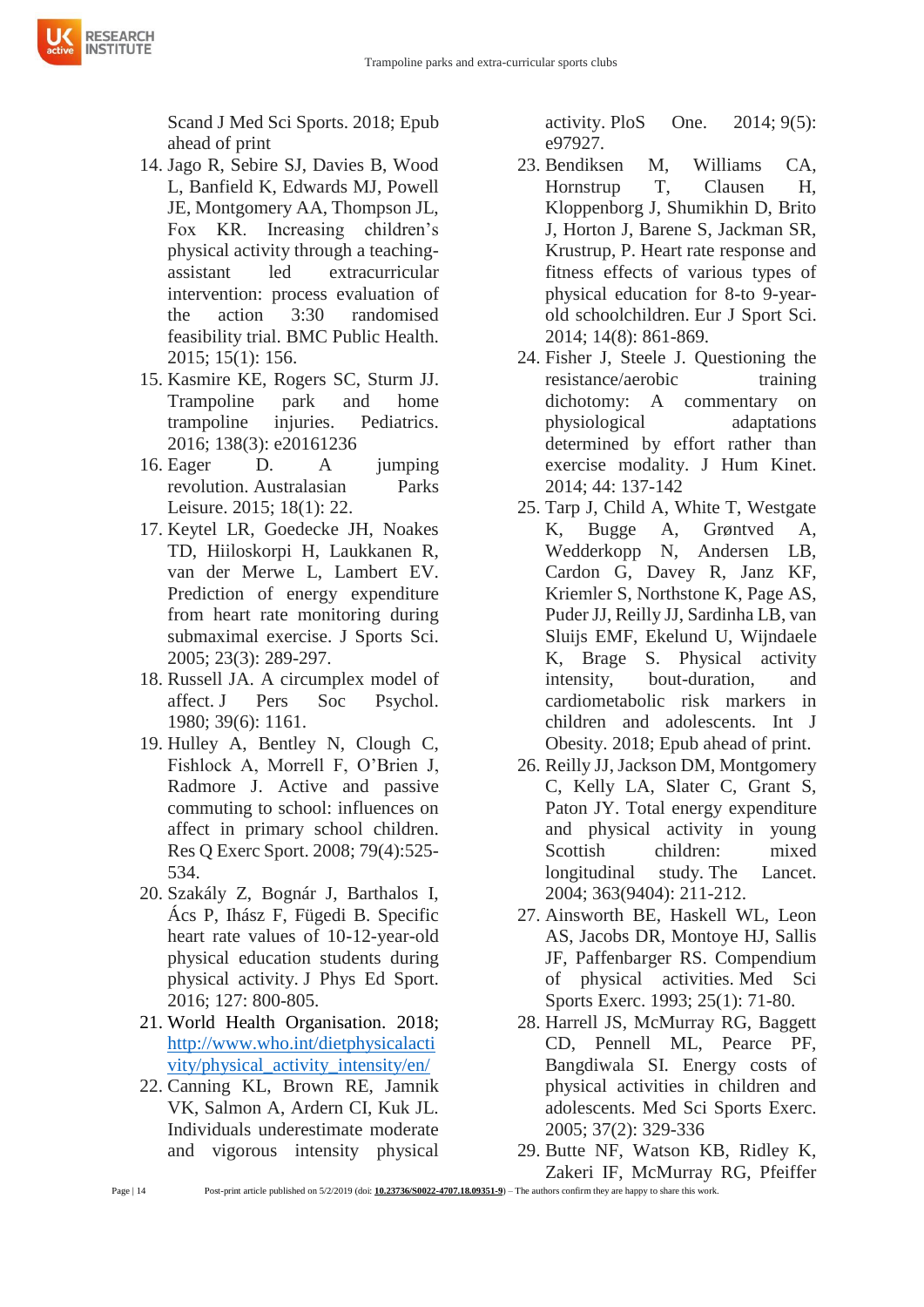Scand J Med Sci Sports. 2018; Epub ahead of print

14. Jago R, Sebire SJ, Davies B, Wood L, Banfield K, Edwards MJ, Powell JE, Montgomery AA, Thompson JL, Fox KR. Increasing children's physical activity through a teaching-assistant led extracurricular intervention: process evaluation of the action 3:30 randomised feasibility trial. BMC Public Health. 2015; 15(1): 156.
15. Kasmire KE, Rogers SC, Sturm JJ. Trampoline park and home trampoline injuries. Pediatrics. 2016; 138(3): e20161236
16. Eager D. A jumping revolution. Australasian Parks Leisure. 2015; 18(1): 22.
17. Keytel LR, Goedecke JH, Noakes TD, Hiiloskorpi H, Laukkanen R, van der Merwe L, Lambert EV. Prediction of energy expenditure from heart rate monitoring during submaximal exercise. J Sports Sci. 2005; 23(3): 289-297.
18. Russell JA. A circumplex model of affect. J Pers Soc Psychol. 1980; 39(6): 1161.
19. Hulley A, Bentley N, Clough C, Fishlock A, Morrell F, O'Brien J, Radmore J. Active and passive commuting to school: influences on affect in primary school children. Res Q Exerc Sport. 2008; 79(4):525-534.
20. Szakály Z, Bognár J, Barthalos I, Ács P, Ihász F, Fügedi B. Specific heart rate values of 10-12-year-old physical education students during physical activity. J Phys Ed Sport. 2016; 127: 800-805.
21. World Health Organisation. 2018; http://www.who.int/dietphysicalactivity/physical_activity_intensity/en/
22. Canning KL, Brown RE, Jamnik VK, Salmon A, Ardern CI, Kuk JL. Individuals underestimate moderate and vigorous intensity physical activity. PloS One. 2014; 9(5): e97927.
23. Bendiksen M, Williams CA, Hornstrup T, Clausen H, Kloppenborg J, Shumikhin D, Brito J, Horton J, Barene S, Jackman SR, Krustrup, P. Heart rate response and fitness effects of various types of physical education for 8-to 9-year-old schoolchildren. Eur J Sport Sci. 2014; 14(8): 861-869.
24. Fisher J, Steele J. Questioning the resistance/aerobic training dichotomy: A commentary on physiological adaptations determined by effort rather than exercise modality. J Hum Kinet. 2014; 44: 137-142
25. Tarp J, Child A, White T, Westgate K, Bugge A, Grøntved A, Wedderkopp N, Andersen LB, Cardon G, Davey R, Janz KF, Kriemler S, Northstone K, Page AS, Puder JJ, Reilly JJ, Sardinha LB, van Sluijs EMF, Ekelund U, Wijndaele K, Brage S. Physical activity intensity, bout-duration, and cardiometabolic risk markers in children and adolescents. Int J Obesity. 2018; Epub ahead of print.
26. Reilly JJ, Jackson DM, Montgomery C, Kelly LA, Slater C, Grant S, Paton JY. Total energy expenditure and physical activity in young Scottish children: mixed longitudinal study. The Lancet. 2004; 363(9404): 211-212.
27. Ainsworth BE, Haskell WL, Leon AS, Jacobs DR, Montoye HJ, Sallis JF, Paffenbarger RS. Compendium of physical activities. Med Sci Sports Exerc. 1993; 25(1): 71-80.
28. Harrell JS, McMurray RG, Baggett CD, Pennell ML, Pearce PF, Bangdiwala SI. Energy costs of physical activities in children and adolescents. Med Sci Sports Exerc. 2005; 37(2): 329-336
29. Butte NF, Watson KB, Ridley K, Zakeri IF, McMurray RG, Pfeiffer

Post-print article published on 5/2/2019 (doi: **10.23736/S0022-4707.18.09351-9**) – The authors confirm they are happy to share this work.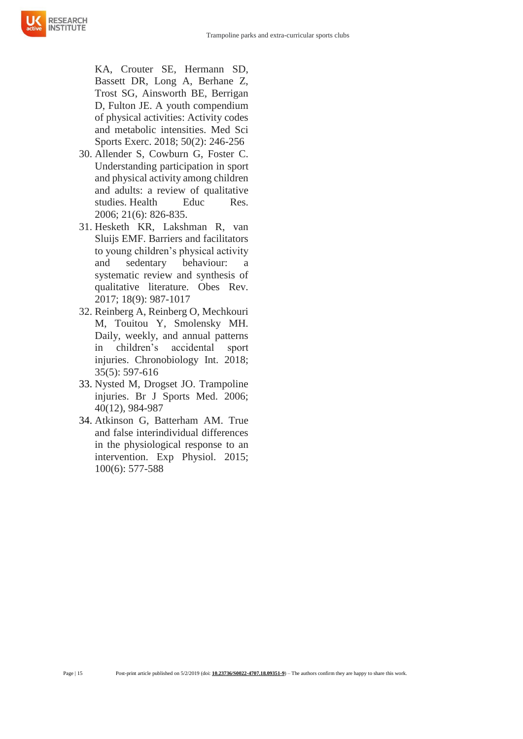KA, Crouter SE, Hermann SD, Bassett DR, Long A, Berhane Z, Trost SG, Ainsworth BE, Berrigan D, Fulton JE. A youth compendium of physical activities: Activity codes and metabolic intensities. Med Sci Sports Exerc. 2018; 50(2): 246-256

30. Allender S, Cowburn G, Foster C. Understanding participation in sport and physical activity among children and adults: a review of qualitative studies. Health Educ Res. 2006; 21(6): 826-835.
31. Hesketh KR, Lakshman R, van Sluijs EMF. Barriers and facilitators to young children's physical activity and sedentary behaviour: a systematic review and synthesis of qualitative literature. Obes Rev. 2017; 18(9): 987-1017
32. Reinberg A, Reinberg O, Mechkouri M, Touitou Y, Smolensky MH. Daily, weekly, and annual patterns in children's accidental sport injuries. Chronobiology Int. 2018; 35(5): 597-616
33. Nysted M, Drogset JO. Trampoline injuries. Br J Sports Med. 2006; 40(12), 984-987
34. Atkinson G, Batterham AM. True and false interindividual differences in the physiological response to an intervention. Exp Physiol. 2015; 100(6): 577-588